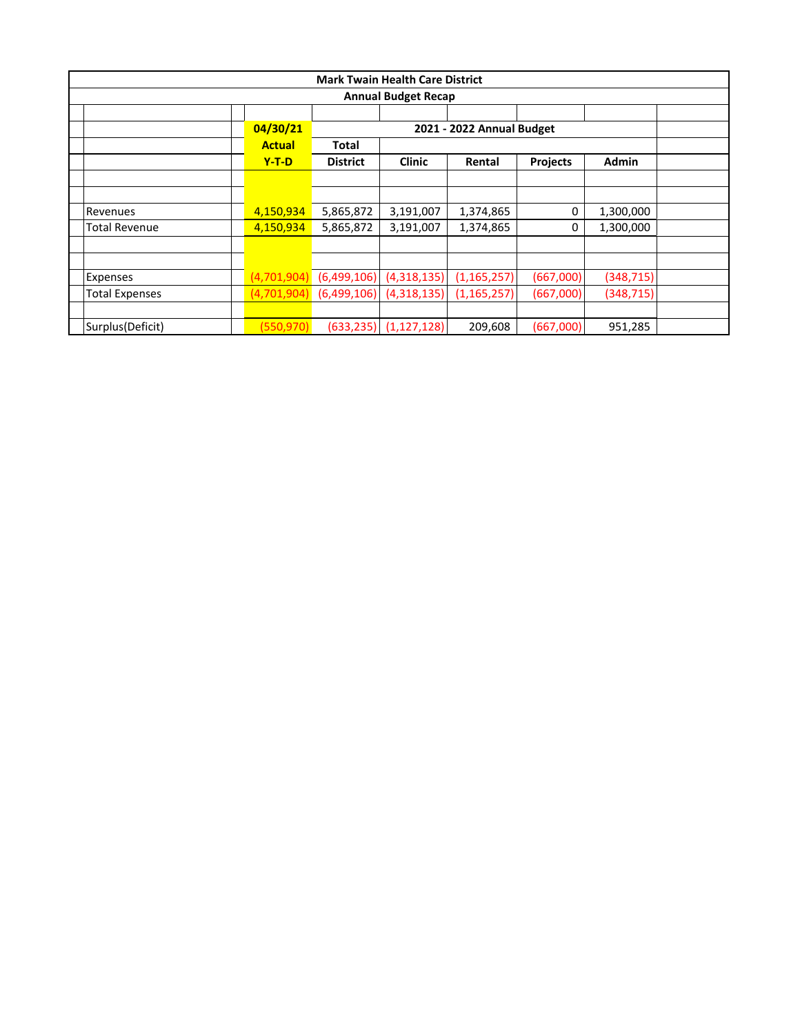# Mark Twain Health Care District

## Annual Budget Recap

| | 04/30/21 | 2021 - 2022 Annual Budget | | | | |
|---|---|---|---|---|---|---|
| | Actual | Total | | | | |
| | Y-T-D | District | Clinic | Rental | Projects | Admin |
| Revenues | 4,150,934 | 5,865,872 | 3,191,007 | 1,374,865 | 0 | 1,300,000 |
| Total Revenue | 4,150,934 | 5,865,872 | 3,191,007 | 1,374,865 | 0 | 1,300,000 |
| Expenses | (4,701,904) | (6,499,106) | (4,318,135) | (1,165,257) | (667,000) | (348,715) |
| Total Expenses | (4,701,904) | (6,499,106) | (4,318,135) | (1,165,257) | (667,000) | (348,715) |
| Surplus(Deficit) | (550,970) | (633,235) | (1,127,128) | 209,608 | (667,000) | 951,285 |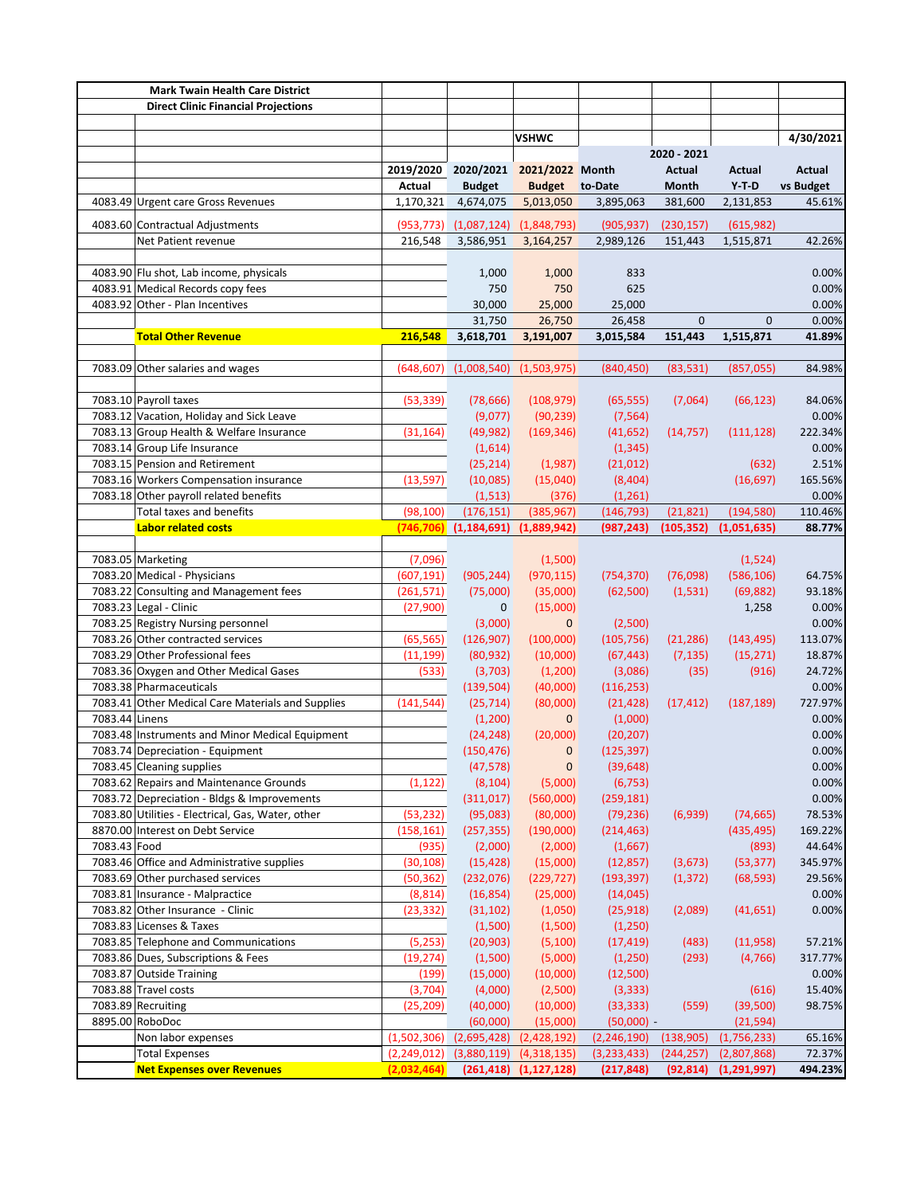| | Mark Twain Health Care District | | | | | | | |
|---|---|---|---|---|---|---|---|---|
| | Direct Clinic Financial Projections | | | | | | | |
| | | | | | | | | |
| | | | | VSHWC | | | | 4/30/2021 |
| | | | | | | 2020 - 2021 | | |
| | | 2019/2020 | 2020/2021 | 2021/2022 | Month | Actual | Actual | Actual |
| | | Actual | Budget | Budget | to-Date | Month | Y-T-D | vs Budget |
| 4083.49 | Urgent care Gross Revenues | 1,170,321 | 4,674,075 | 5,013,050 | 3,895,063 | 381,600 | 2,131,853 | 45.61% |
| | | | | | | | | |
| 4083.60 | Contractual Adjustments | (953,773) | (1,087,124) | (1,848,793) | (905,937) | (230,157) | (615,982) | |
| | Net Patient revenue | 216,548 | 3,586,951 | 3,164,257 | 2,989,126 | 151,443 | 1,515,871 | 42.26% |
| | | | | | | | | |
| 4083.90 | Flu shot, Lab income, physicals | | 1,000 | 1,000 | 833 | | | 0.00% |
| 4083.91 | Medical Records copy fees | | 750 | 750 | 625 | | | 0.00% |
| 4083.92 | Other - Plan Incentives | | 30,000 | 25,000 | 25,000 | | | 0.00% |
| | | | 31,750 | 26,750 | 26,458 | 0 | 0 | 0.00% |
| | **Total Other Revenue** | **216,548** | **3,618,701** | **3,191,007** | **3,015,584** | **151,443** | **1,515,871** | **41.89%** |
| | | | | | | | | |
| 7083.09 | Other salaries and wages | (648,607) | (1,008,540) | (1,503,975) | (840,450) | (83,531) | (857,055) | 84.98% |
| | | | | | | | | |
| 7083.10 | Payroll taxes | (53,339) | (78,666) | (108,979) | (65,555) | (7,064) | (66,123) | 84.06% |
| 7083.12 | Vacation, Holiday and Sick Leave | | (9,077) | (90,239) | (7,564) | | | 0.00% |
| 7083.13 | Group Health & Welfare Insurance | (31,164) | (49,982) | (169,346) | (41,652) | (14,757) | (111,128) | 222.34% |
| 7083.14 | Group Life Insurance | | (1,614) | | (1,345) | | | 0.00% |
| 7083.15 | Pension and Retirement | | (25,214) | (1,987) | (21,012) | | (632) | 2.51% |
| 7083.16 | Workers Compensation insurance | (13,597) | (10,085) | (15,040) | (8,404) | | (16,697) | 165.56% |
| 7083.18 | Other payroll related benefits | | (1,513) | (376) | (1,261) | | | 0.00% |
| | Total taxes and benefits | (98,100) | (176,151) | (385,967) | (146,793) | (21,821) | (194,580) | 110.46% |
| | **Labor related costs** | **(746,706)** | **(1,184,691)** | **(1,889,942)** | **(987,243)** | **(105,352)** | **(1,051,635)** | **88.77%** |
| | | | | | | | | |
| 7083.05 | Marketing | (7,096) | | (1,500) | | | (1,524) | |
| 7083.20 | Medical - Physicians | (607,191) | (905,244) | (970,115) | (754,370) | (76,098) | (586,106) | 64.75% |
| 7083.22 | Consulting and Management fees | (261,571) | (75,000) | (35,000) | (62,500) | (1,531) | (69,882) | 93.18% |
| 7083.23 | Legal - Clinic | (27,900) | 0 | (15,000) | | | 1,258 | 0.00% |
| 7083.25 | Registry Nursing personnel | | (3,000) | 0 | (2,500) | | | 0.00% |
| 7083.26 | Other contracted services | (65,565) | (126,907) | (100,000) | (105,756) | (21,286) | (143,495) | 113.07% |
| 7083.29 | Other Professional fees | (11,199) | (80,932) | (10,000) | (67,443) | (7,135) | (15,271) | 18.87% |
| 7083.36 | Oxygen and Other Medical Gases | (533) | (3,703) | (1,200) | (3,086) | (35) | (916) | 24.72% |
| 7083.38 | Pharmaceuticals | | (139,504) | (40,000) | (116,253) | | | 0.00% |
| 7083.41 | Other Medical Care Materials and Supplies | (141,544) | (25,714) | (80,000) | (21,428) | (17,412) | (187,189) | 727.97% |
| 7083.44 | Linens | | (1,200) | 0 | (1,000) | | | 0.00% |
| 7083.48 | Instruments and Minor Medical Equipment | | (24,248) | (20,000) | (20,207) | | | 0.00% |
| 7083.74 | Depreciation - Equipment | | (150,476) | 0 | (125,397) | | | 0.00% |
| 7083.45 | Cleaning supplies | | (47,578) | 0 | (39,648) | | | 0.00% |
| 7083.62 | Repairs and Maintenance Grounds | (1,122) | (8,104) | (5,000) | (6,753) | | | 0.00% |
| 7083.72 | Depreciation - Bldgs & Improvements | | (311,017) | (560,000) | (259,181) | | | 0.00% |
| 7083.80 | Utilities - Electrical, Gas, Water, other | (53,232) | (95,083) | (80,000) | (79,236) | (6,939) | (74,665) | 78.53% |
| 8870.00 | Interest on Debt Service | (158,161) | (257,355) | (190,000) | (214,463) | | (435,495) | 169.22% |
| 7083.43 | Food | (935) | (2,000) | (2,000) | (1,667) | | (893) | 44.64% |
| 7083.46 | Office and Administrative supplies | (30,108) | (15,428) | (15,000) | (12,857) | (3,673) | (53,377) | 345.97% |
| 7083.69 | Other purchased services | (50,362) | (232,076) | (229,727) | (193,397) | (1,372) | (68,593) | 29.56% |
| 7083.81 | Insurance - Malpractice | (8,814) | (16,854) | (25,000) | (14,045) | | | 0.00% |
| 7083.82 | Other Insurance - Clinic | (23,332) | (31,102) | (1,050) | (25,918) | (2,089) | (41,651) | 0.00% |
| 7083.83 | Licenses & Taxes | | (1,500) | (1,500) | (1,250) | | | |
| 7083.85 | Telephone and Communications | (5,253) | (20,903) | (5,100) | (17,419) | (483) | (11,958) | 57.21% |
| 7083.86 | Dues, Subscriptions & Fees | (19,274) | (1,500) | (5,000) | (1,250) | (293) | (4,766) | 317.77% |
| 7083.87 | Outside Training | (199) | (15,000) | (10,000) | (12,500) | | | 0.00% |
| 7083.88 | Travel costs | (3,704) | (4,000) | (2,500) | (3,333) | | (616) | 15.40% |
| 7083.89 | Recruiting | (25,209) | (40,000) | (10,000) | (33,333) | (559) | (39,500) | 98.75% |
| 8895.00 | RoboDoc | | (60,000) | (15,000) | (50,000) - | | (21,594) | |
| | Non labor expenses | (1,502,306) | (2,695,428) | (2,428,192) | (2,246,190) | (138,905) | (1,756,233) | 65.16% |
| | Total Expenses | (2,249,012) | (3,880,119) | (4,318,135) | (3,233,433) | (244,257) | (2,807,868) | 72.37% |
| | **Net Expenses over Revenues** | **(2,032,464)** | **(261,418)** | **(1,127,128)** | **(217,848)** | **(92,814)** | **(1,291,997)** | **494.23%** |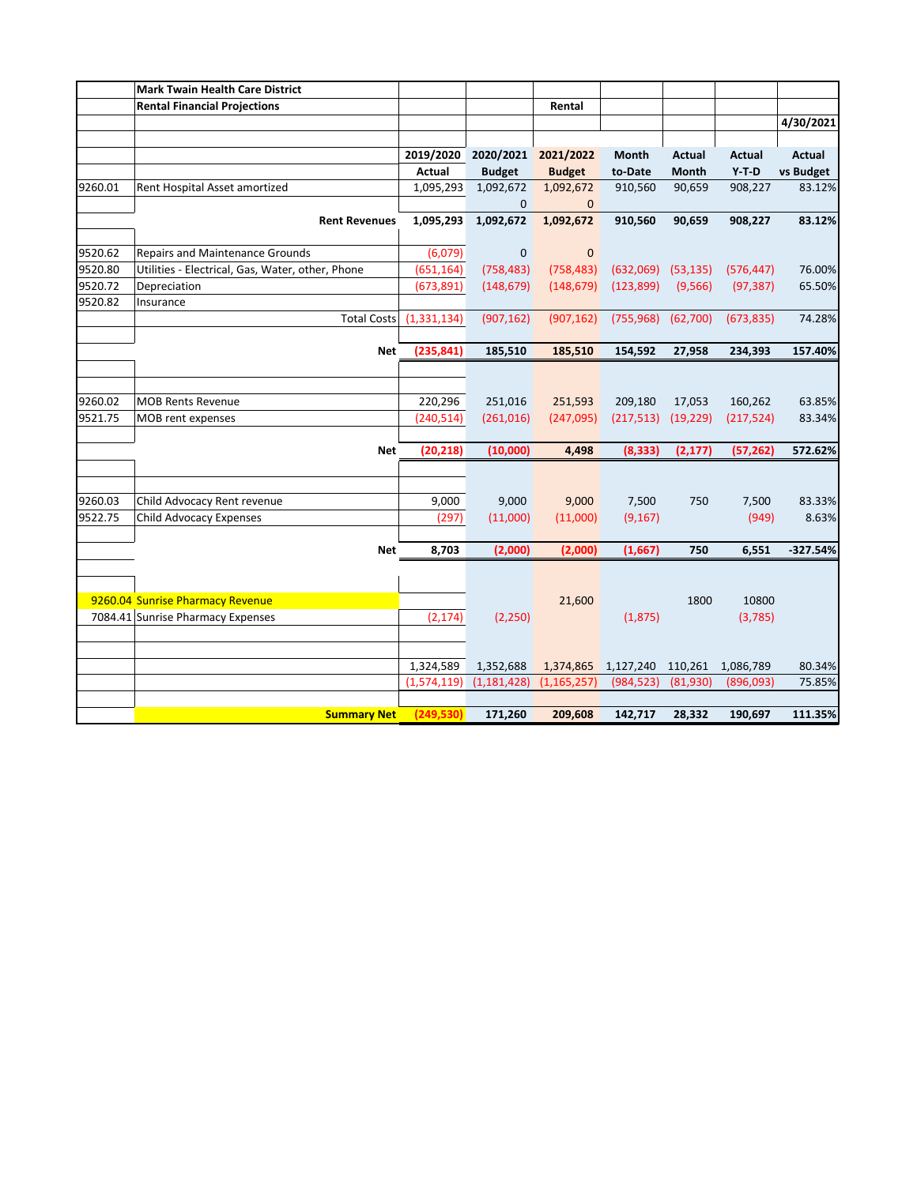| | Mark Twain Health Care District | | | | | | | |
|---|---|---|---|---|---|---|---|---|
| | Rental Financial Projections | | | Rental | | | | |
| | | | | | | | | 4/30/2021 |
| | | 2019/2020 Actual | 2020/2021 Budget | 2021/2022 Budget | Month to-Date | Actual Month | Actual Y-T-D | Actual vs Budget |
| 9260.01 | Rent Hospital Asset amortized | 1,095,293 | 1,092,672 | 1,092,672 | 910,560 | 90,659 | 908,227 | 83.12% |
| | | | 0 | 0 | | | | |
| | **Rent Revenues** | **1,095,293** | **1,092,672** | **1,092,672** | **910,560** | **90,659** | **908,227** | **83.12%** |
| 9520.62 | Repairs and Maintenance Grounds | (6,079) | 0 | 0 | | | | |
| 9520.80 | Utilities - Electrical, Gas, Water, other, Phone | (651,164) | (758,483) | (758,483) | (632,069) | (53,135) | (576,447) | 76.00% |
| 9520.72 | Depreciation | (673,891) | (148,679) | (148,679) | (123,899) | (9,566) | (97,387) | 65.50% |
| 9520.82 | Insurance | | | | | | | |
| | Total Costs | (1,331,134) | (907,162) | (907,162) | (755,968) | (62,700) | (673,835) | 74.28% |
| | **Net** | **(235,841)** | **185,510** | **185,510** | **154,592** | **27,958** | **234,393** | **157.40%** |
| 9260.02 | MOB Rents Revenue | 220,296 | 251,016 | 251,593 | 209,180 | 17,053 | 160,262 | 63.85% |
| 9521.75 | MOB rent expenses | (240,514) | (261,016) | (247,095) | (217,513) | (19,229) | (217,524) | 83.34% |
| | **Net** | **(20,218)** | **(10,000)** | **4,498** | **(8,333)** | **(2,177)** | **(57,262)** | **572.62%** |
| 9260.03 | Child Advocacy Rent revenue | 9,000 | 9,000 | 9,000 | 7,500 | 750 | 7,500 | 83.33% |
| 9522.75 | Child Advocacy Expenses | (297) | (11,000) | (11,000) | (9,167) | | (949) | 8.63% |
| | **Net** | **8,703** | **(2,000)** | **(2,000)** | **(1,667)** | **750** | **6,551** | **-327.54%** |
| 9260.04 | Sunrise Pharmacy Revenue | | | 21,600 | | 1800 | 10800 | |
| 7084.41 | Sunrise Pharmacy Expenses | (2,174) | (2,250) | | (1,875) | | (3,785) | |
| | | 1,324,589 | 1,352,688 | 1,374,865 | 1,127,240 | 110,261 | 1,086,789 | 80.34% |
| | | (1,574,119) | (1,181,428) | (1,165,257) | (984,523) | (81,930) | (896,093) | 75.85% |
| | **Summary Net** | **(249,530)** | **171,260** | **209,608** | **142,717** | **28,332** | **190,697** | **111.35%** |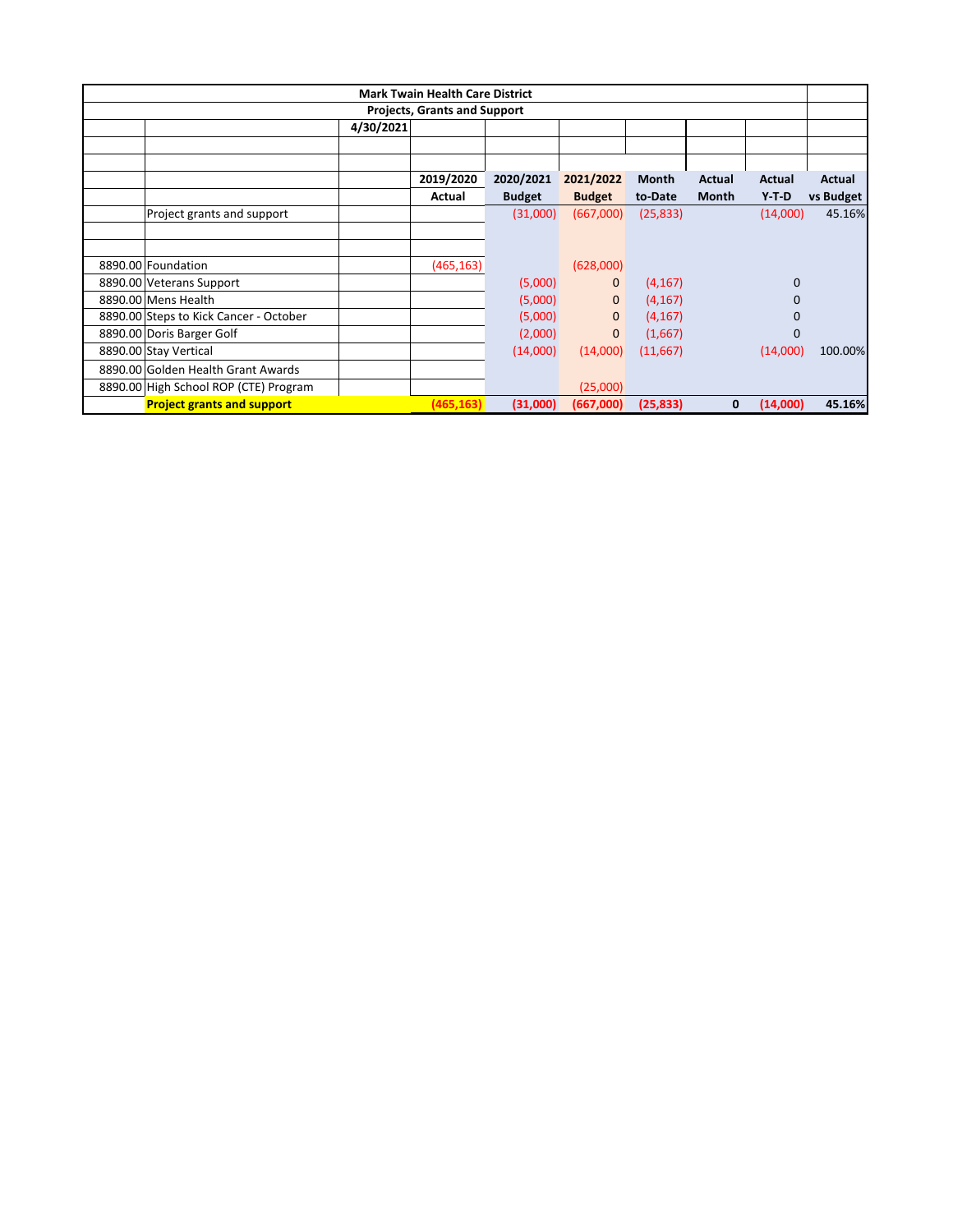**Mark Twain Health Care District**

**Projects, Grants and Support**

**4/30/2021**

| | | | 2019/2020 Actual | 2020/2021 Budget | 2021/2022 Budget | Month to-Date | Actual Month | Actual Y-T-D | Actual vs Budget |
|---|---|---|---|---|---|---|---|---|---|
| | Project grants and support | | | (31,000) | (667,000) | (25,833) | | (14,000) | 45.16% |
| | | | | | | | | | |
| | | | | | | | | | |
| 8890.00 | Foundation | | (465,163) | | (628,000) | | | | |
| 8890.00 | Veterans Support | | | (5,000) | 0 | (4,167) | | 0 | |
| 8890.00 | Mens Health | | | (5,000) | 0 | (4,167) | | 0 | |
| 8890.00 | Steps to Kick Cancer - October | | | (5,000) | 0 | (4,167) | | 0 | |
| 8890.00 | Doris Barger Golf | | | (2,000) | 0 | (1,667) | | 0 | |
| 8890.00 | Stay Vertical | | | (14,000) | (14,000) | (11,667) | | (14,000) | 100.00% |
| 8890.00 | Golden Health Grant Awards | | | | | | | | |
| 8890.00 | High School ROP (CTE) Program | | | | (25,000) | | | | |
| | **Project grants and support** | | **(465,163)** | **(31,000)** | **(667,000)** | **(25,833)** | **0** | **(14,000)** | **45.16%** |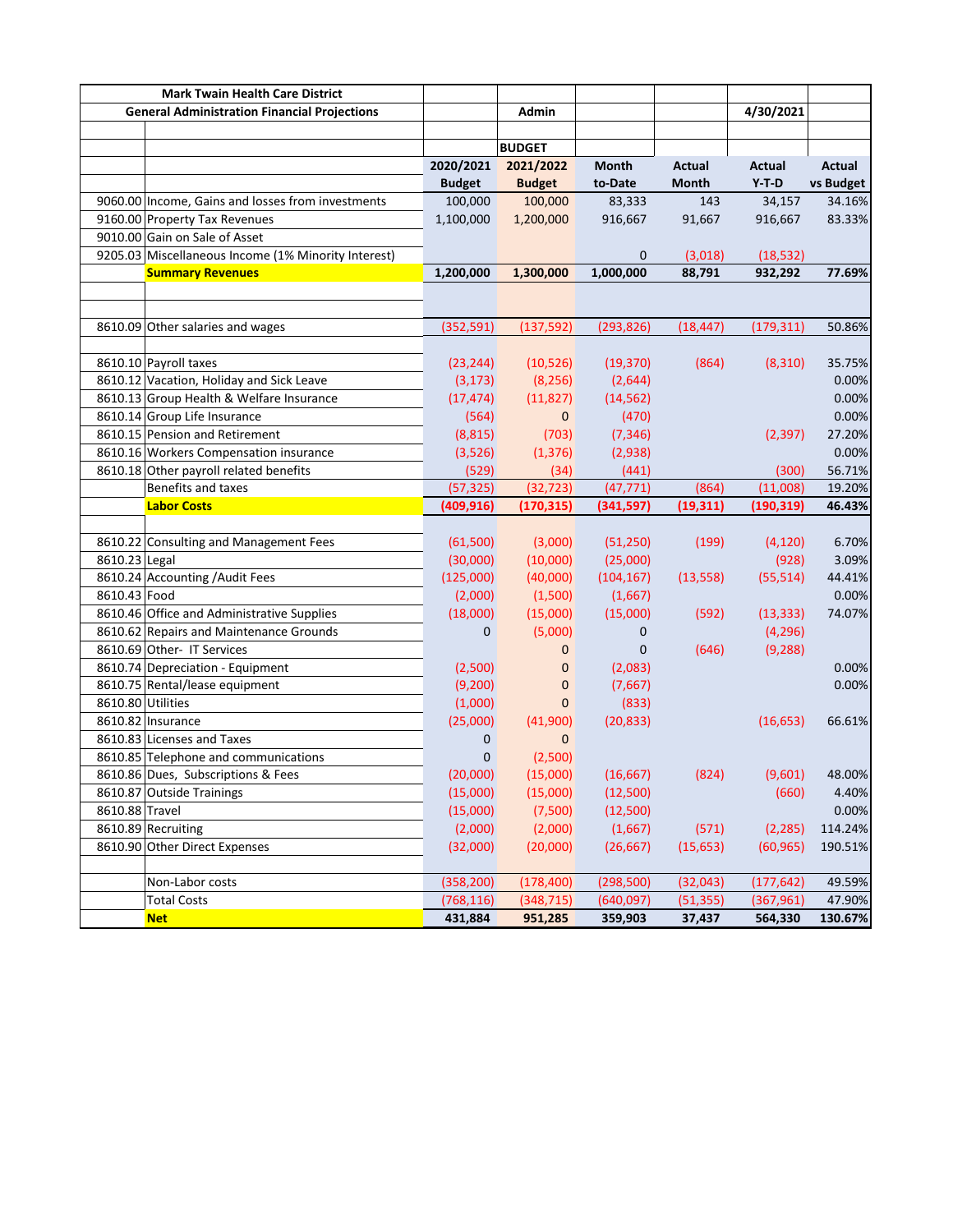| Mark Twain Health Care District | | | | | | | |
|---|---|---|---|---|---|---|---|
| General Administration Financial Projections | | | Admin | | | 4/30/2021 | |
| | | | | | | | |
| | | | BUDGET | | | | |
| | | 2020/2021 Budget | 2021/2022 Budget | Month to-Date | Actual Month | Actual Y-T-D | Actual vs Budget |
| 9060.00 | Income, Gains and losses from investments | 100,000 | 100,000 | 83,333 | 143 | 34,157 | 34.16% |
| 9160.00 | Property Tax Revenues | 1,100,000 | 1,200,000 | 916,667 | 91,667 | 916,667 | 83.33% |
| 9010.00 | Gain on Sale of Asset | | | | | | |
| 9205.03 | Miscellaneous Income (1% Minority Interest) | | | 0 | (3,018) | (18,532) | |
| | **Summary Revenues** | **1,200,000** | **1,300,000** | **1,000,000** | **88,791** | **932,292** | **77.69%** |
| | | | | | | | |
| | | | | | | | |
| 8610.09 | Other salaries and wages | (352,591) | (137,592) | (293,826) | (18,447) | (179,311) | 50.86% |
| | | | | | | | |
| 8610.10 | Payroll taxes | (23,244) | (10,526) | (19,370) | (864) | (8,310) | 35.75% |
| 8610.12 | Vacation, Holiday and Sick Leave | (3,173) | (8,256) | (2,644) | | | 0.00% |
| 8610.13 | Group Health & Welfare Insurance | (17,474) | (11,827) | (14,562) | | | 0.00% |
| 8610.14 | Group Life Insurance | (564) | 0 | (470) | | | 0.00% |
| 8610.15 | Pension and Retirement | (8,815) | (703) | (7,346) | | (2,397) | 27.20% |
| 8610.16 | Workers Compensation insurance | (3,526) | (1,376) | (2,938) | | | 0.00% |
| 8610.18 | Other payroll related benefits | (529) | (34) | (441) | | (300) | 56.71% |
| | Benefits and taxes | (57,325) | (32,723) | (47,771) | (864) | (11,008) | 19.20% |
| | **Labor Costs** | **(409,916)** | **(170,315)** | **(341,597)** | **(19,311)** | **(190,319)** | **46.43%** |
| | | | | | | | |
| 8610.22 | Consulting and Management Fees | (61,500) | (3,000) | (51,250) | (199) | (4,120) | 6.70% |
| 8610.23 | Legal | (30,000) | (10,000) | (25,000) | | (928) | 3.09% |
| 8610.24 | Accounting /Audit Fees | (125,000) | (40,000) | (104,167) | (13,558) | (55,514) | 44.41% |
| 8610.43 | Food | (2,000) | (1,500) | (1,667) | | | 0.00% |
| 8610.46 | Office and Administrative Supplies | (18,000) | (15,000) | (15,000) | (592) | (13,333) | 74.07% |
| 8610.62 | Repairs and Maintenance Grounds | 0 | (5,000) | 0 | | (4,296) | |
| 8610.69 | Other- IT Services | | 0 | 0 | (646) | (9,288) | |
| 8610.74 | Depreciation - Equipment | (2,500) | 0 | (2,083) | | | 0.00% |
| 8610.75 | Rental/lease equipment | (9,200) | 0 | (7,667) | | | 0.00% |
| 8610.80 | Utilities | (1,000) | 0 | (833) | | | |
| 8610.82 | Insurance | (25,000) | (41,900) | (20,833) | | (16,653) | 66.61% |
| 8610.83 | Licenses and Taxes | 0 | 0 | | | | |
| 8610.85 | Telephone and communications | 0 | (2,500) | | | | |
| 8610.86 | Dues, Subscriptions & Fees | (20,000) | (15,000) | (16,667) | (824) | (9,601) | 48.00% |
| 8610.87 | Outside Trainings | (15,000) | (15,000) | (12,500) | | (660) | 4.40% |
| 8610.88 | Travel | (15,000) | (7,500) | (12,500) | | | 0.00% |
| 8610.89 | Recruiting | (2,000) | (2,000) | (1,667) | (571) | (2,285) | 114.24% |
| 8610.90 | Other Direct Expenses | (32,000) | (20,000) | (26,667) | (15,653) | (60,965) | 190.51% |
| | | | | | | | |
| | Non-Labor costs | (358,200) | (178,400) | (298,500) | (32,043) | (177,642) | 49.59% |
| | Total Costs | (768,116) | (348,715) | (640,097) | (51,355) | (367,961) | 47.90% |
| | **Net** | **431,884** | **951,285** | **359,903** | **37,437** | **564,330** | **130.67%** |